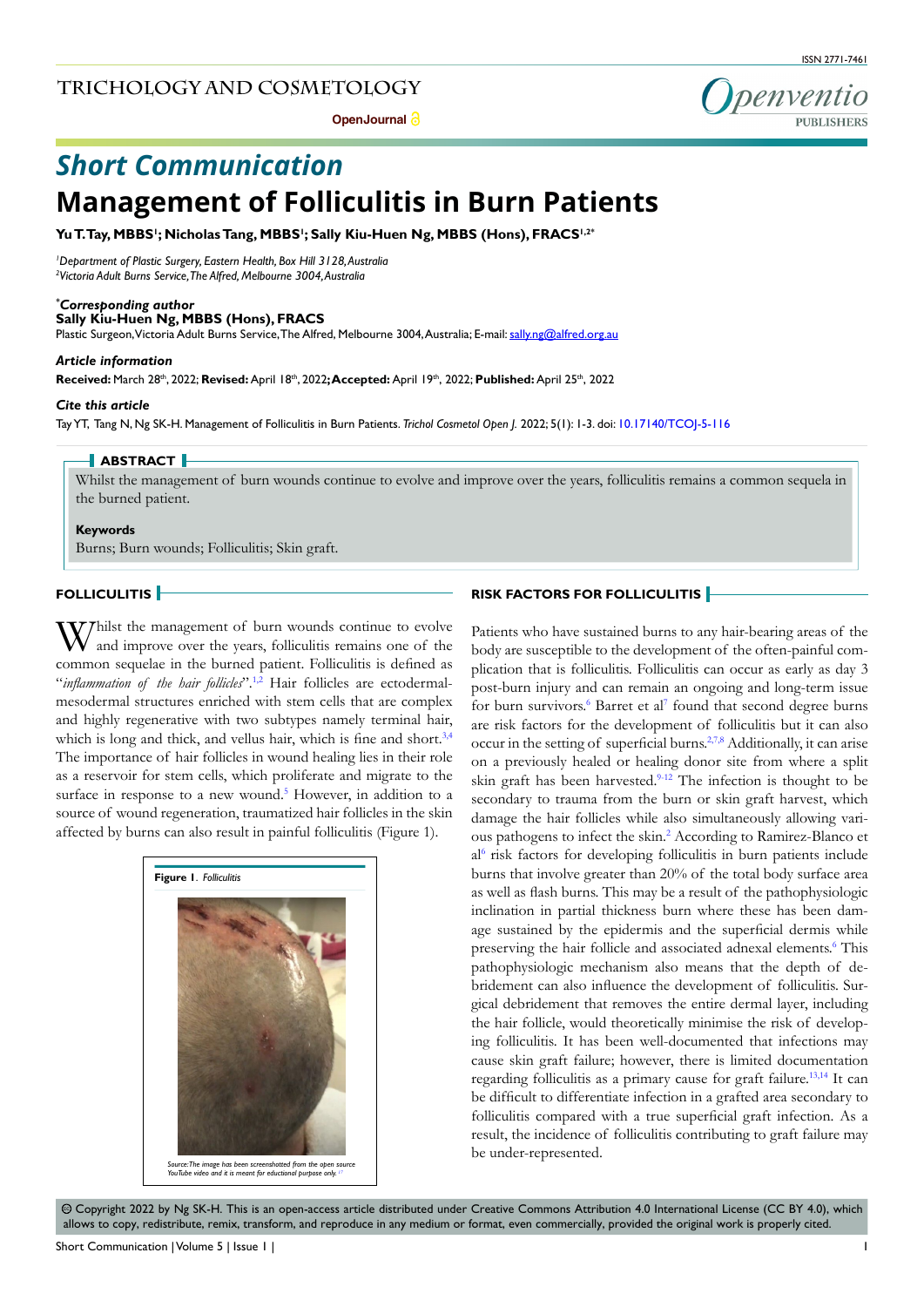## Short Communication

# Management of Folliculitis in Burn Patients

**Yu T. Tay, MBBS[1]; Nicholas Tang, MBBS[1]; Sally Kiu-Huen Ng, MBBS (Hons), FRACS[1,2*]**

[1]*Department of Plastic Surgery, Eastern Health, Box Hill 3128, Australia*
[2]*Victoria Adult Burns Service, The Alfred, Melbourne 3004, Australia*

***Corresponding author***
**Sally Kiu-Huen Ng, MBBS (Hons), FRACS**
Plastic Surgeon, Victoria Adult Burns Service, The Alfred, Melbourne 3004, Australia; E-mail: sally.ng@alfred.org.au

***Article information***
**Received:** March 28th, 2022; **Revised:** April 18th, 2022; **Accepted:** April 19th, 2022; **Published:** April 25th, 2022

***Cite this article***
Tay YT, Tang N, Ng SK-H. Management of Folliculitis in Burn Patients. *Trichol Cosmetol Open J*. 2022; 5(1): 1-3. doi: 10.17140/TCOJ-5-116

### ABSTRACT

Whilst the management of burn wounds continue to evolve and improve over the years, folliculitis remains a common sequela in the burned patient.

**Keywords**
Burns; Burn wounds; Folliculitis; Skin graft.

## FOLLICULITIS

Whilst the management of burn wounds continue to evolve and improve over the years, folliculitis remains one of the common sequelae in the burned patient. Folliculitis is defined as "*inflammation of the hair follicles*".[1,2] Hair follicles are ectodermal-mesodermal structures enriched with stem cells that are complex and highly regenerative with two subtypes namely terminal hair, which is long and thick, and vellus hair, which is fine and short.[3,4] The importance of hair follicles in wound healing lies in their role as a reservoir for stem cells, which proliferate and migrate to the surface in response to a new wound.[5] However, in addition to a source of wound regeneration, traumatized hair follicles in the skin affected by burns can also result in painful folliculitis (Figure 1).

**Figure 1**. *Folliculitis*

*Source: The image has been screenshotted from the open source YouTube video and it is meant for educational purpose only.[17]*

## RISK FACTORS FOR FOLLICULITIS

Patients who have sustained burns to any hair-bearing areas of the body are susceptible to the development of the often-painful complication that is folliculitis. Folliculitis can occur as early as day 3 post-burn injury and can remain an ongoing and long-term issue for burn survivors.[6] Barret et al[7] found that second degree burns are risk factors for the development of folliculitis but it can also occur in the setting of superficial burns.[2,7,8] Additionally, it can arise on a previously healed or healing donor site from where a split skin graft has been harvested.[9-12] The infection is thought to be secondary to trauma from the burn or skin graft harvest, which damage the hair follicles while also simultaneously allowing various pathogens to infect the skin.[2] According to Ramirez-Blanco et al[6] risk factors for developing folliculitis in burn patients include burns that involve greater than 20% of the total body surface area as well as flash burns. This may be a result of the pathophysiologic inclination in partial thickness burn where these has been damage sustained by the epidermis and the superficial dermis while preserving the hair follicle and associated adnexal elements.[6] This pathophysiologic mechanism also means that the depth of debridement can also influence the development of folliculitis. Surgical debridement that removes the entire dermal layer, including the hair follicle, would theoretically minimise the risk of developing folliculitis. It has been well-documented that infections may cause skin graft failure; however, there is limited documentation regarding folliculitis as a primary cause for graft failure.[13,14] It can be difficult to differentiate infection in a grafted area secondary to folliculitis compared with a true superficial graft infection. As a result, the incidence of folliculitis contributing to graft failure may be under-represented.

© Copyright 2022 by Ng SK-H. This is an open-access article distributed under Creative Commons Attribution 4.0 International License (CC BY 4.0), which allows to copy, redistribute, remix, transform, and reproduce in any medium or format, even commercially, provided the original work is properly cited.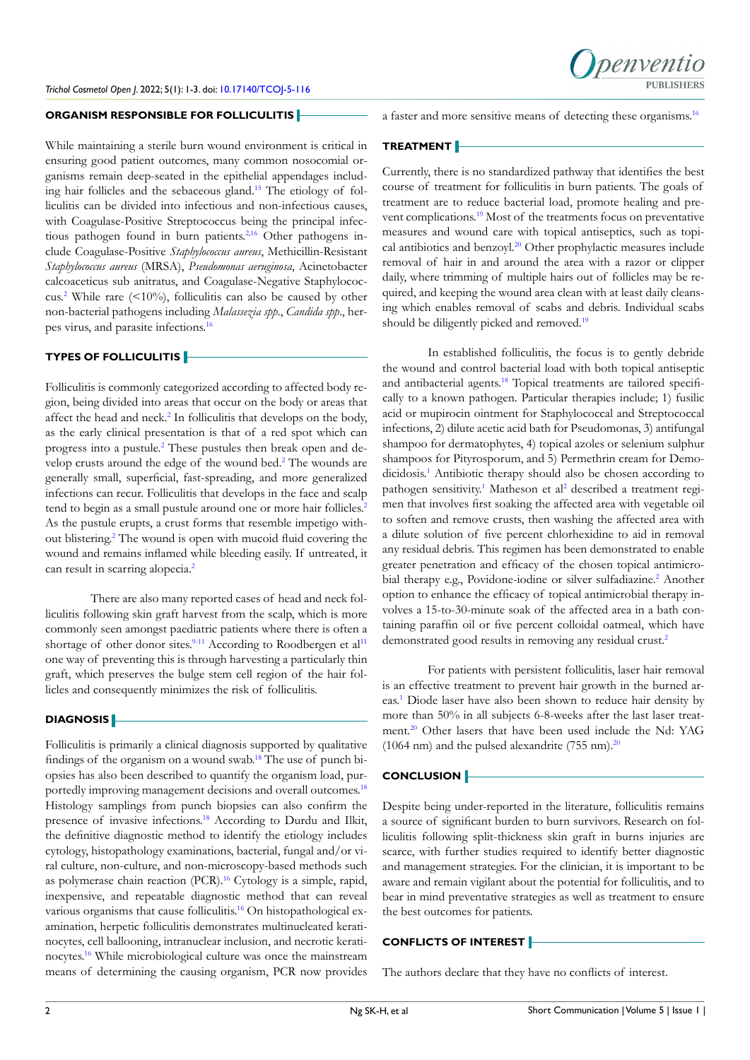## ORGANISM RESPONSIBLE FOR FOLLICULITIS

While maintaining a sterile burn wound environment is critical in ensuring good patient outcomes, many common nosocomial organisms remain deep-seated in the epithelial appendages including hair follicles and the sebaceous gland.[15] The etiology of folliculitis can be divided into infectious and non-infectious causes, with Coagulase-Positive Streptococcus being the principal infectious pathogen found in burn patients.[2,16] Other pathogens include Coagulase-Positive *Staphylococcus aureus*, Methicillin-Resistant *Staphylococcus aureus* (MRSA), *Pseudomonas aeruginosa*, Acinetobacter calcoaceticus sub anitratus, and Coagulase-Negative Staphylococcus.[2] While rare (<10%), folliculitis can also be caused by other non-bacterial pathogens including *Malassezia spp*., *Candida spp*., herpes virus, and parasite infections.[16]

## TYPES OF FOLLICULITIS

Folliculitis is commonly categorized according to affected body region, being divided into areas that occur on the body or areas that affect the head and neck.[2] In folliculitis that develops on the body, as the early clinical presentation is that of a red spot which can progress into a pustule.[2] These pustules then break open and develop crusts around the edge of the wound bed.[2] The wounds are generally small, superficial, fast-spreading, and more generalized infections can recur. Folliculitis that develops in the face and scalp tend to begin as a small pustule around one or more hair follicles.[2] As the pustule erupts, a crust forms that resemble impetigo without blistering.[2] The wound is open with mucoid fluid covering the wound and remains inflamed while bleeding easily. If untreated, it can result in scarring alopecia.[2]

There are also many reported cases of head and neck folliculitis following skin graft harvest from the scalp, which is more commonly seen amongst paediatric patients where there is often a shortage of other donor sites.[9-11] According to Roodbergen et al[11] one way of preventing this is through harvesting a particularly thin graft, which preserves the bulge stem cell region of the hair follicles and consequently minimizes the risk of folliculitis.

## DIAGNOSIS

Folliculitis is primarily a clinical diagnosis supported by qualitative findings of the organism on a wound swab.[18] The use of punch biopsies has also been described to quantify the organism load, purportedly improving management decisions and overall outcomes.[18] Histology samplings from punch biopsies can also confirm the presence of invasive infections.[18] According to Durdu and Ilkit, the definitive diagnostic method to identify the etiology includes cytology, histopathology examinations, bacterial, fungal and/or viral culture, non-culture, and non-microscopy-based methods such as polymerase chain reaction (PCR).[16] Cytology is a simple, rapid, inexpensive, and repeatable diagnostic method that can reveal various organisms that cause folliculitis.[16] On histopathological examination, herpetic folliculitis demonstrates multinucleated keratinocytes, cell ballooning, intranuclear inclusion, and necrotic keratinocytes.[16] While microbiological culture was once the mainstream means of determining the causing organism, PCR now provides a faster and more sensitive means of detecting these organisms.[16]

## TREATMENT

Currently, there is no standardized pathway that identifies the best course of treatment for folliculitis in burn patients. The goals of treatment are to reduce bacterial load, promote healing and prevent complications.[19] Most of the treatments focus on preventative measures and wound care with topical antiseptics, such as topical antibiotics and benzoyl.[20] Other prophylactic measures include removal of hair in and around the area with a razor or clipper daily, where trimming of multiple hairs out of follicles may be required, and keeping the wound area clean with at least daily cleansing which enables removal of scabs and debris. Individual scabs should be diligently picked and removed.[19]

In established folliculitis, the focus is to gently debride the wound and control bacterial load with both topical antiseptic and antibacterial agents.[18] Topical treatments are tailored specifically to a known pathogen. Particular therapies include; 1) fusilic acid or mupirocin ointment for Staphylococcal and Streptococcal infections, 2) dilute acetic acid bath for Pseudomonas, 3) antifungal shampoo for dermatophytes, 4) topical azoles or selenium sulphur shampoos for Pityrosporum, and 5) Permethrin cream for Demodicidosis.[1] Antibiotic therapy should also be chosen according to pathogen sensitivity.[1] Matheson et al[2] described a treatment regimen that involves first soaking the affected area with vegetable oil to soften and remove crusts, then washing the affected area with a dilute solution of five percent chlorhexidine to aid in removal any residual debris. This regimen has been demonstrated to enable greater penetration and efficacy of the chosen topical antimicrobial therapy e.g., Povidone-iodine or silver sulfadiazine.[2] Another option to enhance the efficacy of topical antimicrobial therapy involves a 15-to-30-minute soak of the affected area in a bath containing paraffin oil or five percent colloidal oatmeal, which have demonstrated good results in removing any residual crust.[2]

For patients with persistent folliculitis, laser hair removal is an effective treatment to prevent hair growth in the burned areas.[1] Diode laser have also been shown to reduce hair density by more than 50% in all subjects 6-8-weeks after the last laser treatment.[20] Other lasers that have been used include the Nd: YAG (1064 nm) and the pulsed alexandrite (755 nm).[20]

## CONCLUSION

Despite being under-reported in the literature, folliculitis remains a source of significant burden to burn survivors. Research on folliculitis following split-thickness skin graft in burns injuries are scarce, with further studies required to identify better diagnostic and management strategies. For the clinician, it is important to be aware and remain vigilant about the potential for folliculitis, and to bear in mind preventative strategies as well as treatment to ensure the best outcomes for patients.

## CONFLICTS OF INTEREST

The authors declare that they have no conflicts of interest.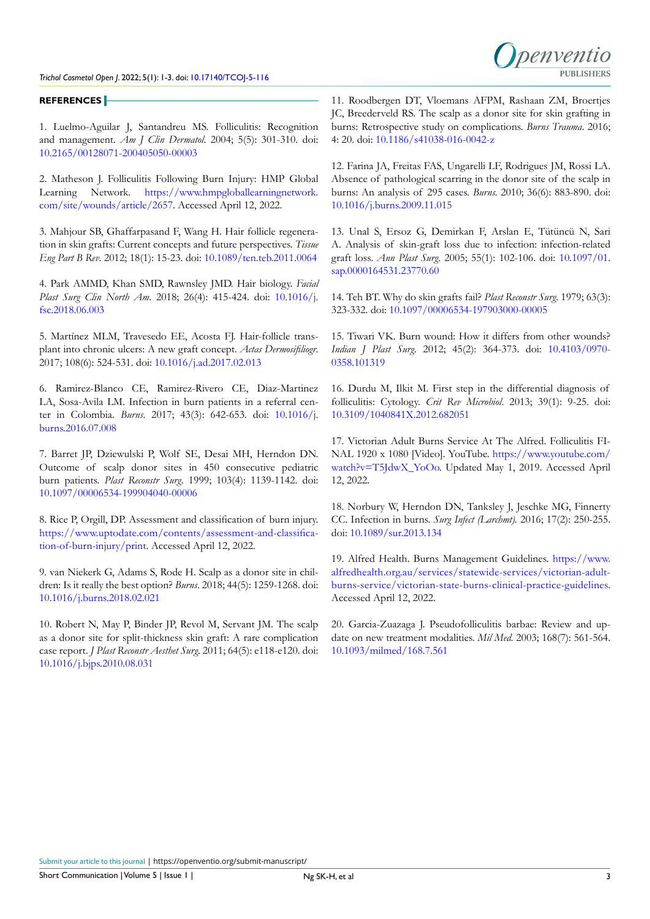## REFERENCES

1. Luelmo-Aguilar J, Santandreu MS. Folliculitis: Recognition and management. *Am J Clin Dermatol*. 2004; 5(5): 301-310. doi: 10.2165/00128071-200405050-00003

2. Matheson J. Folliculitis Following Burn Injury: HMP Global Learning Network. https://www.hmpgloballearningnetwork.com/site/wounds/article/2657. Accessed April 12, 2022.

3. Mahjour SB, Ghaffarpasand F, Wang H. Hair follicle regeneration in skin grafts: Current concepts and future perspectives. *Tissue Eng Part B Rev*. 2012; 18(1): 15-23. doi: 10.1089/ten.teb.2011.0064

4. Park AMMD, Khan SMD, Rawnsley JMD. Hair biology. *Facial Plast Surg Clin North Am*. 2018; 26(4): 415-424. doi: 10.1016/j.fsc.2018.06.003

5. Martínez MLM, Travesedo EE, Acosta FJ. Hair-follicle transplant into chronic ulcers: A new graft concept. *Actas Dermosifiliogr*. 2017; 108(6): 524-531. doi: 10.1016/j.ad.2017.02.013

6. Ramirez-Blanco CE, Ramirez-Rivero CE, Diaz-Martinez LA, Sosa-Avila LM. Infection in burn patients in a referral center in Colombia. *Burns*. 2017; 43(3): 642-653. doi: 10.1016/j.burns.2016.07.008

7. Barret JP, Dziewulski P, Wolf SE, Desai MH, Herndon DN. Outcome of scalp donor sites in 450 consecutive pediatric burn patients. *Plast Reconstr Surg*. 1999; 103(4): 1139-1142. doi: 10.1097/00006534-199904040-00006

8. Rice P, Orgill, DP. Assessment and classification of burn injury. https://www.uptodate.com/contents/assessment-and-classification-of-burn-injury/print. Accessed April 12, 2022.

9. van Niekerk G, Adams S, Rode H. Scalp as a donor site in children: Is it really the best option? *Burns*. 2018; 44(5): 1259-1268. doi: 10.1016/j.burns.2018.02.021

10. Robert N, May P, Binder JP, Revol M, Servant JM. The scalp as a donor site for split-thickness skin graft: A rare complication case report. *J Plast Reconstr Aesthet Surg*. 2011; 64(5): e118-e120. doi: 10.1016/j.bjps.2010.08.031

11. Roodbergen DT, Vloemans AFPM, Rashaan ZM, Broertjes JC, Breederveld RS. The scalp as a donor site for skin grafting in burns: Retrospective study on complications. *Burns Trauma*. 2016; 4: 20. doi: 10.1186/s41038-016-0042-z

12. Farina JA, Freitas FAS, Ungarelli LF, Rodrigues JM, Rossi LA. Absence of pathological scarring in the donor site of the scalp in burns: An analysis of 295 cases. *Burns*. 2010; 36(6): 883-890. doi: 10.1016/j.burns.2009.11.015

13. Unal S, Ersoz G, Demirkan F, Arslan E, Tütüncü N, Sari A. Analysis of skin-graft loss due to infection: infection-related graft loss. *Ann Plast Surg*. 2005; 55(1): 102-106. doi: 10.1097/01.sap.0000164531.23770.60

14. Teh BT. Why do skin grafts fail? *Plast Reconstr Surg*. 1979; 63(3): 323-332. doi: 10.1097/00006534-197903000-00005

15. Tiwari VK. Burn wound: How it differs from other wounds? *Indian J Plast Surg*. 2012; 45(2): 364-373. doi: 10.4103/0970-0358.101319

16. Durdu M, Ilkit M. First step in the differential diagnosis of folliculitis: Cytology. *Crit Rev Microbiol*. 2013; 39(1): 9-25. doi: 10.3109/1040841X.2012.682051

17. Victorian Adult Burns Service At The Alfred. Folliculitis FINAL 1920 x 1080 [Video]. YouTube. https://www.youtube.com/watch?v=T5JdwX_YoOo. Updated May 1, 2019. Accessed April 12, 2022.

18. Norbury W, Herndon DN, Tanksley J, Jeschke MG, Finnerty CC. Infection in burns. *Surg Infect (Larchmt)*. 2016; 17(2): 250-255. doi: 10.1089/sur.2013.134

19. Alfred Health. Burns Management Guidelines. https://www.alfredhealth.org.au/services/statewide-services/victorian-adult-burns-service/victorian-state-burns-clinical-practice-guidelines. Accessed April 12, 2022.

20. Garcia-Zuazaga J. Pseudofolliculitis barbae: Review and update on new treatment modalities. *Mil Med*. 2003; 168(7): 561-564. 10.1093/milmed/168.7.561